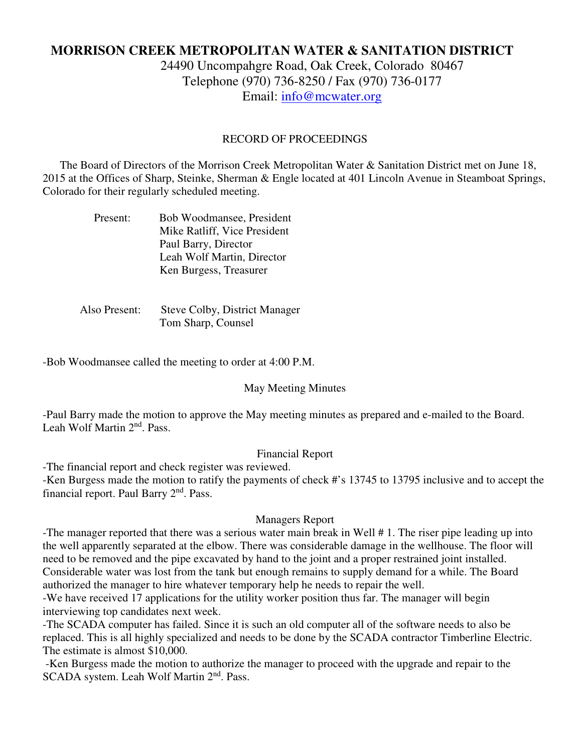# MORRISON CREEK METROPOLITAN WATER & SANITATION DISTRICT

24490 Uncompahgre Road, Oak Creek, Colorado 80467
Telephone (970) 736-8250 / Fax (970) 736-0177
Email: info@mcwater.org

## RECORD OF PROCEEDINGS

The Board of Directors of the Morrison Creek Metropolitan Water & Sanitation District met on June 18, 2015 at the Offices of Sharp, Steinke, Sherman & Engle located at 401 Lincoln Avenue in Steamboat Springs, Colorado for their regularly scheduled meeting.

Present: Bob Woodmansee, President
Mike Ratliff, Vice President
Paul Barry, Director
Leah Wolf Martin, Director
Ken Burgess, Treasurer

Also Present: Steve Colby, District Manager
Tom Sharp, Counsel

-Bob Woodmansee called the meeting to order at 4:00 P.M.

### May Meeting Minutes

-Paul Barry made the motion to approve the May meeting minutes as prepared and e-mailed to the Board. Leah Wolf Martin 2nd. Pass.

### Financial Report

-The financial report and check register was reviewed.
-Ken Burgess made the motion to ratify the payments of check #'s 13745 to 13795 inclusive and to accept the financial report. Paul Barry 2nd. Pass.

### Managers Report

-The manager reported that there was a serious water main break in Well # 1. The riser pipe leading up into the well apparently separated at the elbow. There was considerable damage in the wellhouse. The floor will need to be removed and the pipe excavated by hand to the joint and a proper restrained joint installed. Considerable water was lost from the tank but enough remains to supply demand for a while. The Board authorized the manager to hire whatever temporary help he needs to repair the well.
-We have received 17 applications for the utility worker position thus far. The manager will begin interviewing top candidates next week.
-The SCADA computer has failed. Since it is such an old computer all of the software needs to also be replaced. This is all highly specialized and needs to be done by the SCADA contractor Timberline Electric. The estimate is almost $10,000.
-Ken Burgess made the motion to authorize the manager to proceed with the upgrade and repair to the SCADA system. Leah Wolf Martin 2nd. Pass.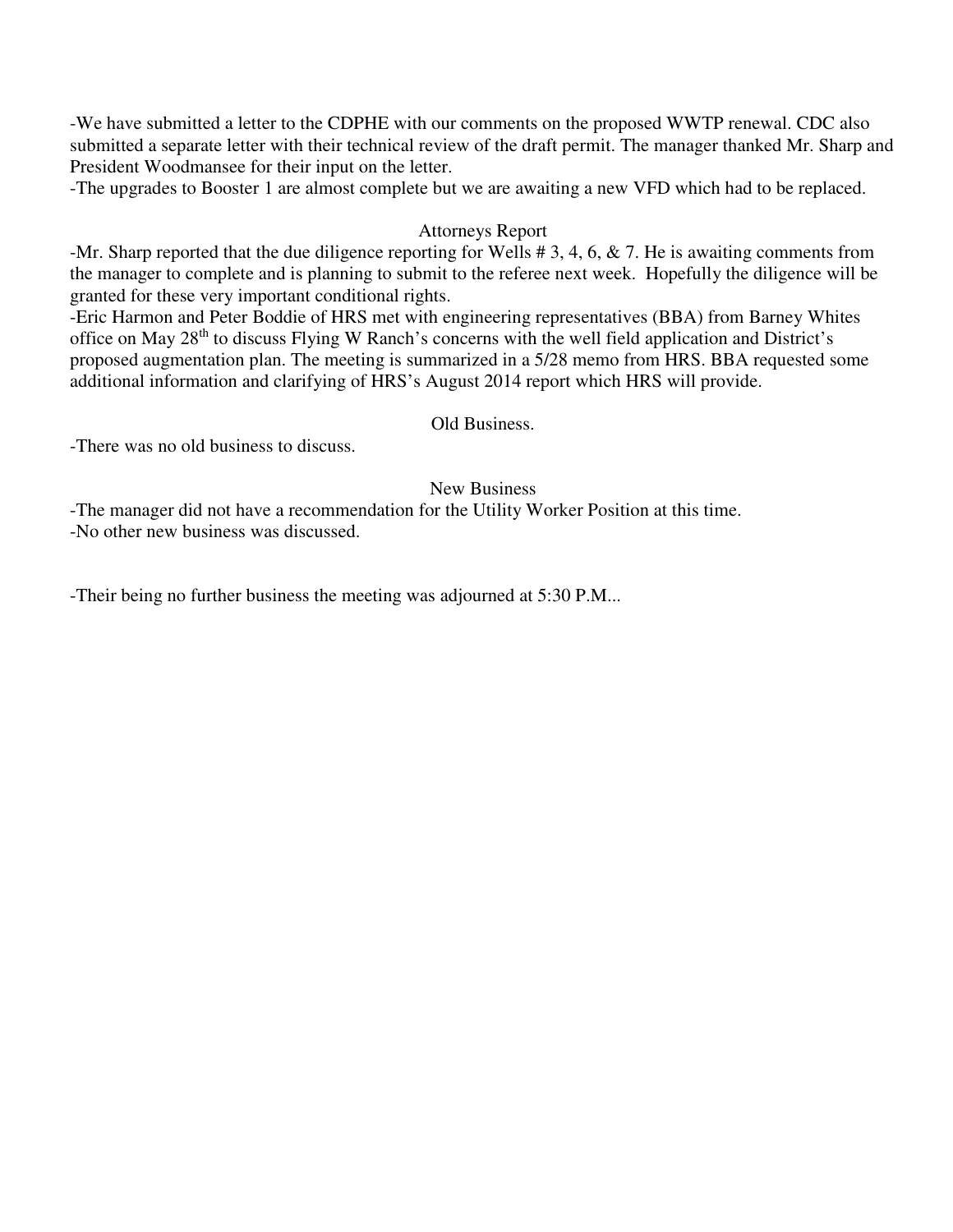-We have submitted a letter to the CDPHE with our comments on the proposed WWTP renewal. CDC also submitted a separate letter with their technical review of the draft permit. The manager thanked Mr. Sharp and President Woodmansee for their input on the letter.

-The upgrades to Booster 1 are almost complete but we are awaiting a new VFD which had to be replaced.

## Attorneys Report

-Mr. Sharp reported that the due diligence reporting for Wells # 3, 4, 6, & 7. He is awaiting comments from the manager to complete and is planning to submit to the referee next week. Hopefully the diligence will be granted for these very important conditional rights.

-Eric Harmon and Peter Boddie of HRS met with engineering representatives (BBA) from Barney Whites office on May 28th to discuss Flying W Ranch's concerns with the well field application and District's proposed augmentation plan. The meeting is summarized in a 5/28 memo from HRS. BBA requested some additional information and clarifying of HRS's August 2014 report which HRS will provide.

## Old Business.

-There was no old business to discuss.

## New Business

-The manager did not have a recommendation for the Utility Worker Position at this time.

-No other new business was discussed.

-Their being no further business the meeting was adjourned at 5:30 P.M...